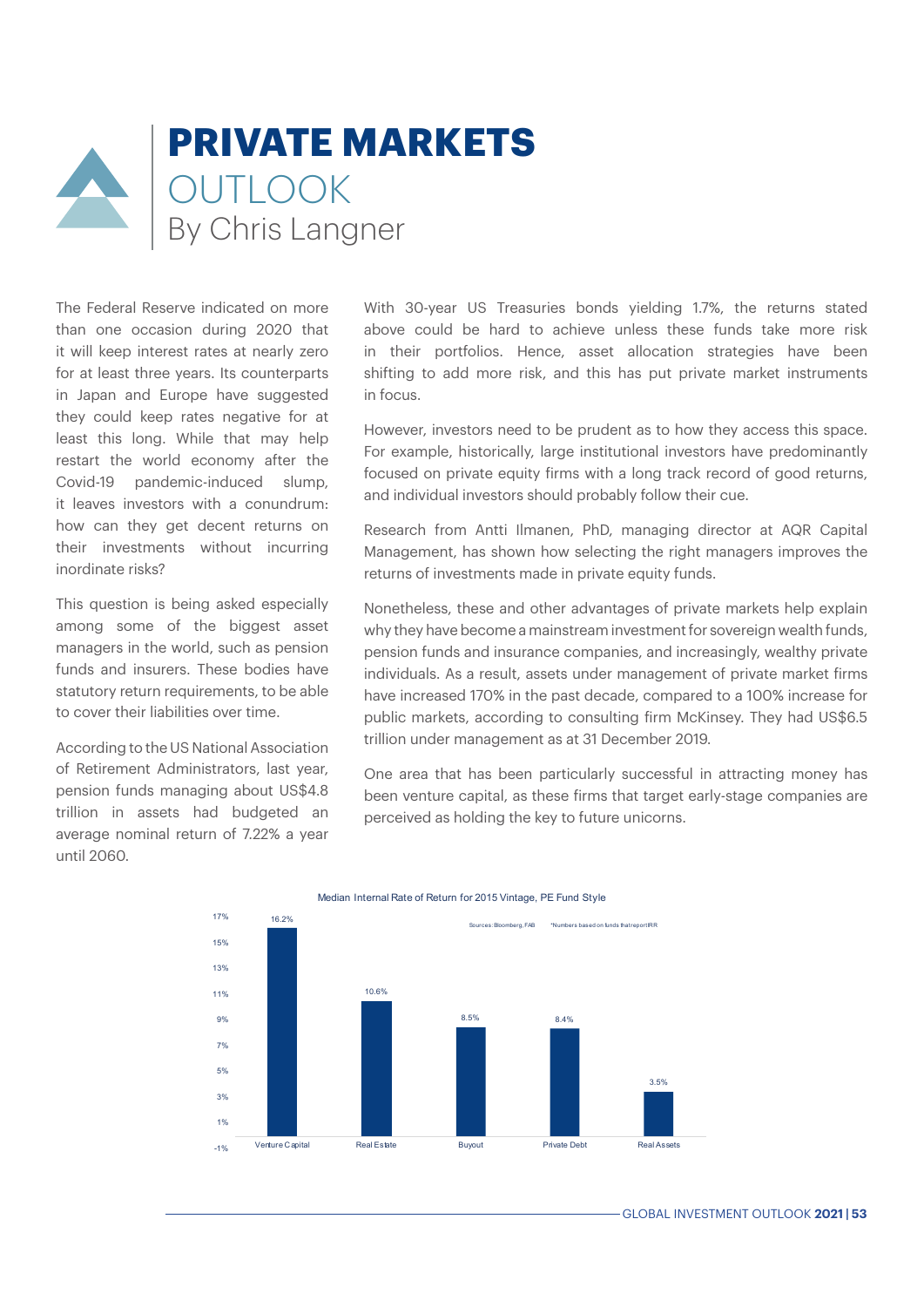# PRIVATE MARKETS OUTLOOK

By Chris Langner

The Federal Reserve indicated on more than one occasion during 2020 that it will keep interest rates at nearly zero for at least three years. Its counterparts in Japan and Europe have suggested they could keep rates negative for at least this long. While that may help restart the world economy after the Covid-19 pandemic-induced slump, it leaves investors with a conundrum: how can they get decent returns on their investments without incurring inordinate risks?

This question is being asked especially among some of the biggest asset managers in the world, such as pension funds and insurers. These bodies have statutory return requirements, to be able to cover their liabilities over time.

According to the US National Association of Retirement Administrators, last year, pension funds managing about US$4.8 trillion in assets had budgeted an average nominal return of 7.22% a year until 2060.

With 30-year US Treasuries bonds yielding 1.7%, the returns stated above could be hard to achieve unless these funds take more risk in their portfolios. Hence, asset allocation strategies have been shifting to add more risk, and this has put private market instruments in focus.

However, investors need to be prudent as to how they access this space. For example, historically, large institutional investors have predominantly focused on private equity firms with a long track record of good returns, and individual investors should probably follow their cue.

Research from Antti Ilmanen, PhD, managing director at AQR Capital Management, has shown how selecting the right managers improves the returns of investments made in private equity funds.

Nonetheless, these and other advantages of private markets help explain why they have become a mainstream investment for sovereign wealth funds, pension funds and insurance companies, and increasingly, wealthy private individuals. As a result, assets under management of private market firms have increased 170% in the past decade, compared to a 100% increase for public markets, according to consulting firm McKinsey. They had US$6.5 trillion under management as at 31 December 2019.

One area that has been particularly successful in attracting money has been venture capital, as these firms that target early-stage companies are perceived as holding the key to future unicorns.

Median Internal Rate of Return for 2015 Vintage, PE Fund Style

Sources: Bloomberg, FAB *Numbers based on funds that report IRR

| Fund Style | Median IRR |
|---|---|
| Venture Capital | 16.2% |
| Real Estate | 10.6% |
| Buyout | 8.5% |
| Private Debt | 8.4% |
| Real Assets | 3.5% |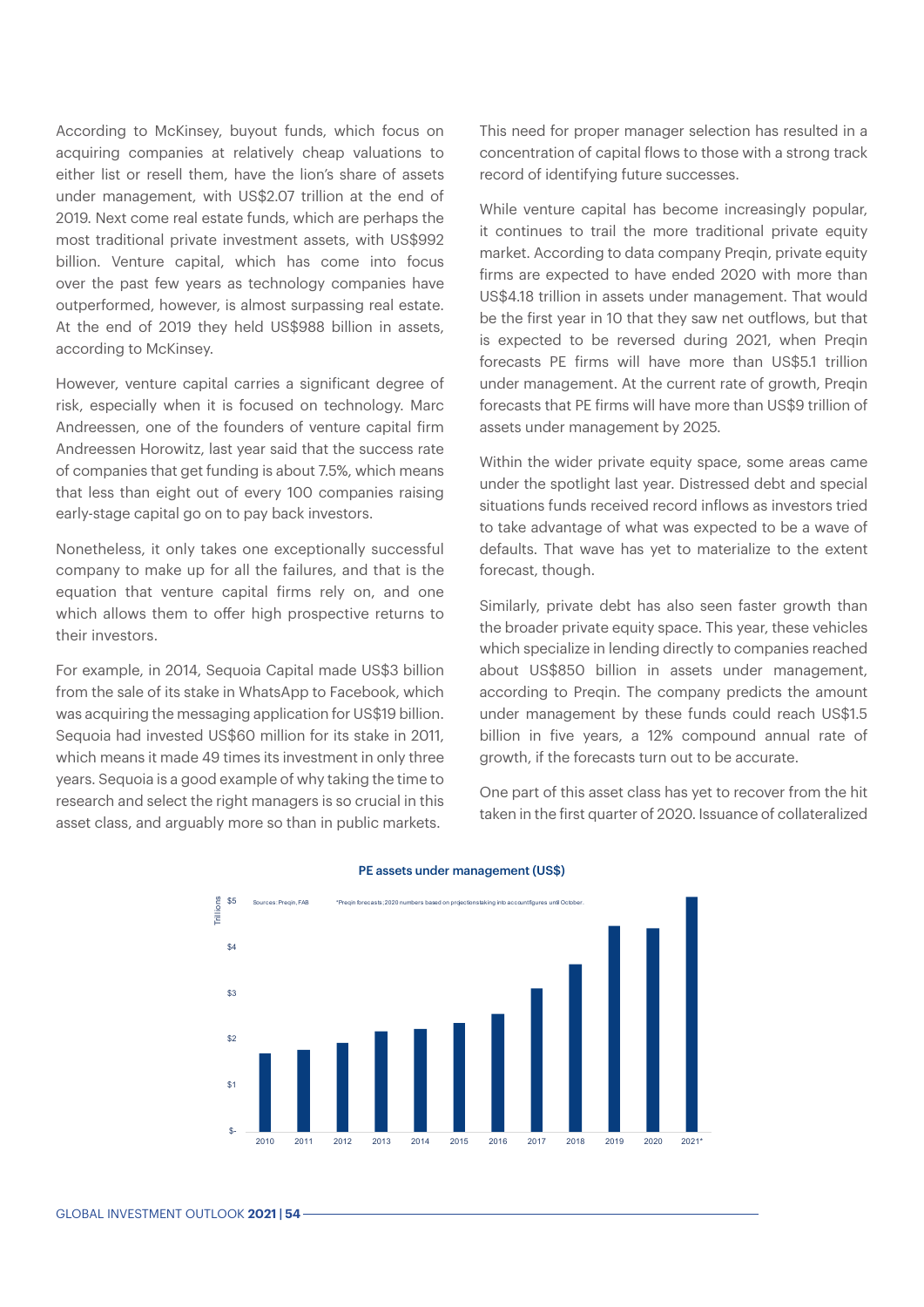According to McKinsey, buyout funds, which focus on acquiring companies at relatively cheap valuations to either list or resell them, have the lion's share of assets under management, with US$2.07 trillion at the end of 2019. Next come real estate funds, which are perhaps the most traditional private investment assets, with US$992 billion. Venture capital, which has come into focus over the past few years as technology companies have outperformed, however, is almost surpassing real estate. At the end of 2019 they held US$988 billion in assets, according to McKinsey.

However, venture capital carries a significant degree of risk, especially when it is focused on technology. Marc Andreessen, one of the founders of venture capital firm Andreessen Horowitz, last year said that the success rate of companies that get funding is about 7.5%, which means that less than eight out of every 100 companies raising early-stage capital go on to pay back investors.

Nonetheless, it only takes one exceptionally successful company to make up for all the failures, and that is the equation that venture capital firms rely on, and one which allows them to offer high prospective returns to their investors.

For example, in 2014, Sequoia Capital made US$3 billion from the sale of its stake in WhatsApp to Facebook, which was acquiring the messaging application for US$19 billion. Sequoia had invested US$60 million for its stake in 2011, which means it made 49 times its investment in only three years. Sequoia is a good example of why taking the time to research and select the right managers is so crucial in this asset class, and arguably more so than in public markets.

This need for proper manager selection has resulted in a concentration of capital flows to those with a strong track record of identifying future successes.

While venture capital has become increasingly popular, it continues to trail the more traditional private equity market. According to data company Preqin, private equity firms are expected to have ended 2020 with more than US$4.18 trillion in assets under management. That would be the first year in 10 that they saw net outflows, but that is expected to be reversed during 2021, when Preqin forecasts PE firms will have more than US$5.1 trillion under management. At the current rate of growth, Preqin forecasts that PE firms will have more than US$9 trillion of assets under management by 2025.

Within the wider private equity space, some areas came under the spotlight last year. Distressed debt and special situations funds received record inflows as investors tried to take advantage of what was expected to be a wave of defaults. That wave has yet to materialize to the extent forecast, though.

Similarly, private debt has also seen faster growth than the broader private equity space. This year, these vehicles which specialize in lending directly to companies reached about US$850 billion in assets under management, according to Preqin. The company predicts the amount under management by these funds could reach US$1.5 billion in five years, a 12% compound annual rate of growth, if the forecasts turn out to be accurate.

One part of this asset class has yet to recover from the hit taken in the first quarter of 2020. Issuance of collateralized

**PE assets under management (US$)**

Sources: Preqin, FAB

*Preqin forecasts; 2020 numbers based on projections taking into account figures until October.

| Year | Trillions (approx.) |
|---|---|
| 2010 | 1.7 |
| 2011 | 1.8 |
| 2012 | 1.9 |
| 2013 | 2.2 |
| 2014 | 2.2 |
| 2015 | 2.4 |
| 2016 | 2.6 |
| 2017 | 3.1 |
| 2018 | 3.6 |
| 2019 | 4.5 |
| 2020 | 4.4 |
| 2021* | 5.1 |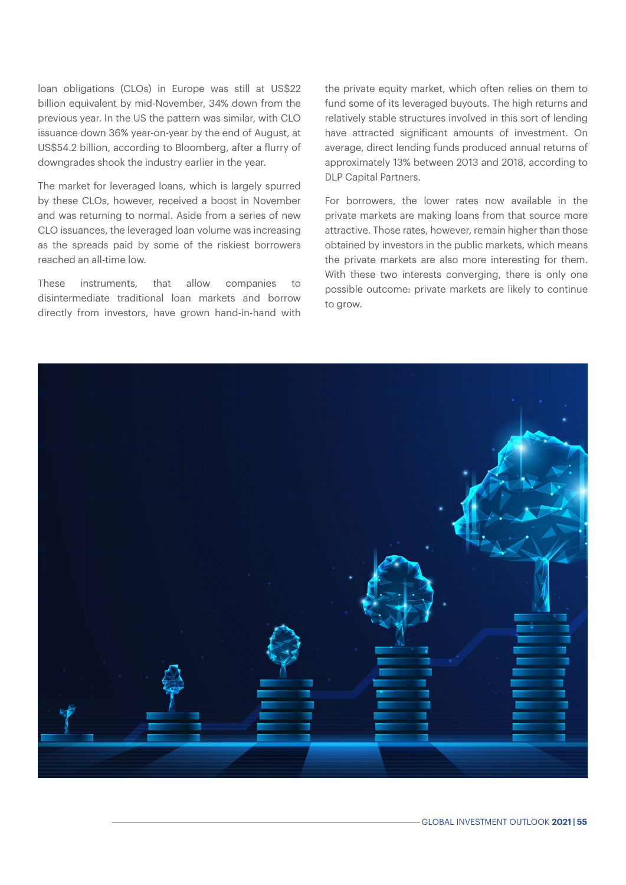loan obligations (CLOs) in Europe was still at US$22 billion equivalent by mid-November, 34% down from the previous year. In the US the pattern was similar, with CLO issuance down 36% year-on-year by the end of August, at US$54.2 billion, according to Bloomberg, after a flurry of downgrades shook the industry earlier in the year.

The market for leveraged loans, which is largely spurred by these CLOs, however, received a boost in November and was returning to normal. Aside from a series of new CLO issuances, the leveraged loan volume was increasing as the spreads paid by some of the riskiest borrowers reached an all-time low.

These instruments, that allow companies to disintermediate traditional loan markets and borrow directly from investors, have grown hand-in-hand with the private equity market, which often relies on them to fund some of its leveraged buyouts. The high returns and relatively stable structures involved in this sort of lending have attracted significant amounts of investment. On average, direct lending funds produced annual returns of approximately 13% between 2013 and 2018, according to DLP Capital Partners.

For borrowers, the lower rates now available in the private markets are making loans from that source more attractive. Those rates, however, remain higher than those obtained by investors in the public markets, which means the private markets are also more interesting for them. With these two interests converging, there is only one possible outcome: private markets are likely to continue to grow.